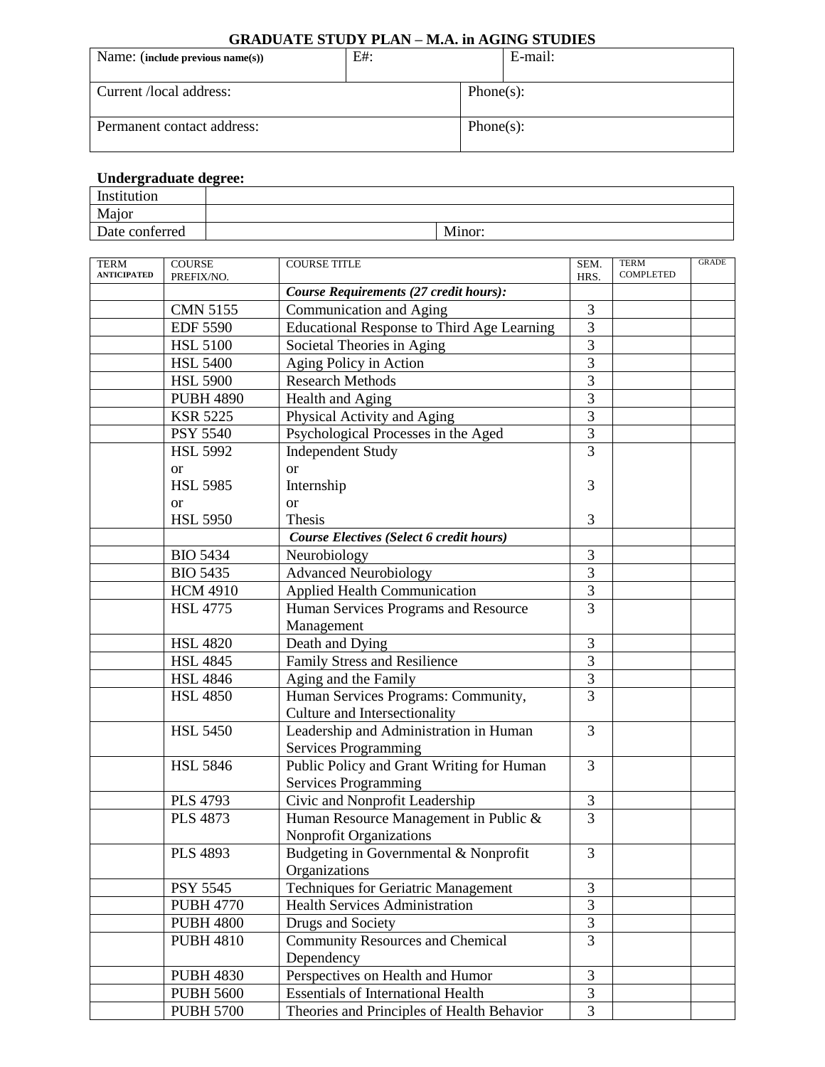# GRADUATE STUDY PLAN – M.A. in AGING STUDIES

| Name: (include previous name(s)) | E#: | E-mail: |
|---|---|---|
| Current /local address: | | Phone(s): |
| Permanent contact address: | | Phone(s): |

**Undergraduate degree:**

| Institution | | |
|---|---|---|
| Major | | |
| Date conferred | | Minor: |

| TERM ANTICIPATED | COURSE PREFIX/NO. | COURSE TITLE | SEM. HRS. | TERM COMPLETED | GRADE |
|---|---|---|---|---|---|
| | | ***Course Requirements (27 credit hours):*** | | | |
| | CMN 5155 | Communication and Aging | 3 | | |
| | EDF 5590 | Educational Response to Third Age Learning | 3 | | |
| | HSL 5100 | Societal Theories in Aging | 3 | | |
| | HSL 5400 | Aging Policy in Action | 3 | | |
| | HSL 5900 | Research Methods | 3 | | |
| | PUBH 4890 | Health and Aging | 3 | | |
| | KSR 5225 | Physical Activity and Aging | 3 | | |
| | PSY 5540 | Psychological Processes in the Aged | 3 | | |
| | HSL 5992 or HSL 5985 or HSL 5950 | Independent Study or Internship or Thesis | 3 3 3 | | |
| | | ***Course Electives (Select 6 credit hours)*** | | | |
| | BIO 5434 | Neurobiology | 3 | | |
| | BIO 5435 | Advanced Neurobiology | 3 | | |
| | HCM 4910 | Applied Health Communication | 3 | | |
| | HSL 4775 | Human Services Programs and Resource Management | 3 | | |
| | HSL 4820 | Death and Dying | 3 | | |
| | HSL 4845 | Family Stress and Resilience | 3 | | |
| | HSL 4846 | Aging and the Family | 3 | | |
| | HSL 4850 | Human Services Programs: Community, Culture and Intersectionality | 3 | | |
| | HSL 5450 | Leadership and Administration in Human Services Programming | 3 | | |
| | HSL 5846 | Public Policy and Grant Writing for Human Services Programming | 3 | | |
| | PLS 4793 | Civic and Nonprofit Leadership | 3 | | |
| | PLS 4873 | Human Resource Management in Public & Nonprofit Organizations | 3 | | |
| | PLS 4893 | Budgeting in Governmental & Nonprofit Organizations | 3 | | |
| | PSY 5545 | Techniques for Geriatric Management | 3 | | |
| | PUBH 4770 | Health Services Administration | 3 | | |
| | PUBH 4800 | Drugs and Society | 3 | | |
| | PUBH 4810 | Community Resources and Chemical Dependency | 3 | | |
| | PUBH 4830 | Perspectives on Health and Humor | 3 | | |
| | PUBH 5600 | Essentials of International Health | 3 | | |
| | PUBH 5700 | Theories and Principles of Health Behavior | 3 | | |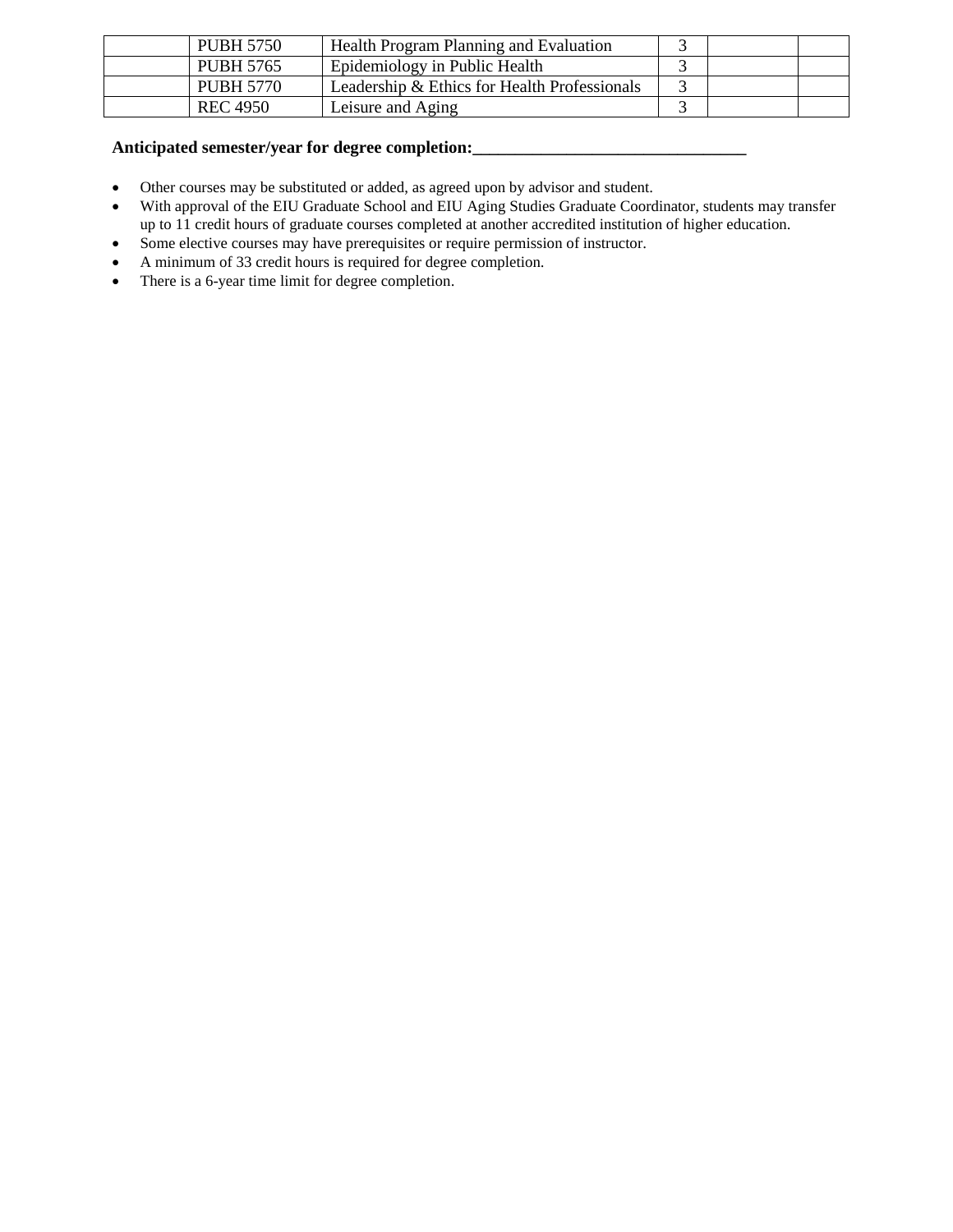| | | | | | |
|---|---|---|---|---|---|
| | PUBH 5750 | Health Program Planning and Evaluation | 3 | | |
| | PUBH 5765 | Epidemiology in Public Health | 3 | | |
| | PUBH 5770 | Leadership & Ethics for Health Professionals | 3 | | |
| | REC 4950 | Leisure and Aging | 3 | | |

**Anticipated semester/year for degree completion:\_\_\_\_\_\_\_\_\_\_\_\_\_\_\_\_\_\_\_\_\_\_\_\_\_\_\_\_\_\_\_\_**

- Other courses may be substituted or added, as agreed upon by advisor and student.
- With approval of the EIU Graduate School and EIU Aging Studies Graduate Coordinator, students may transfer up to 11 credit hours of graduate courses completed at another accredited institution of higher education.
- Some elective courses may have prerequisites or require permission of instructor.
- A minimum of 33 credit hours is required for degree completion.
- There is a 6-year time limit for degree completion.